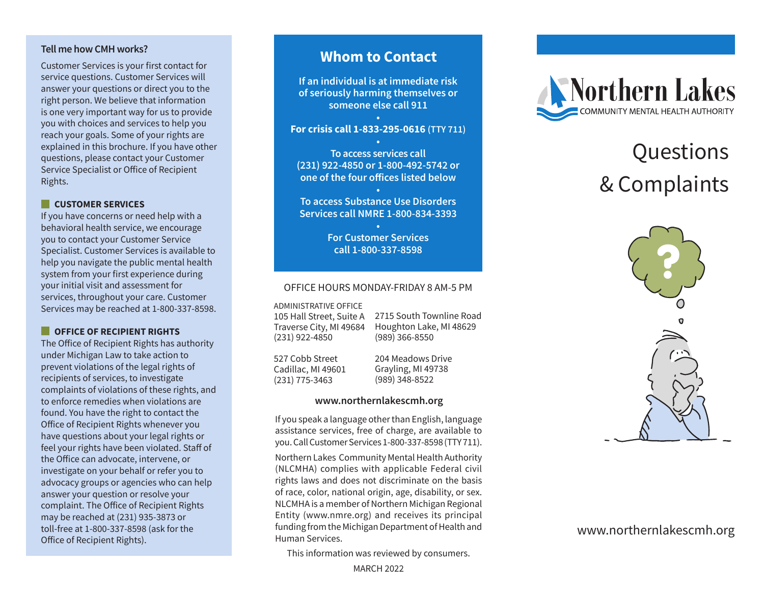## Tell me how CMH works?

Customer Services is your first contact for service questions. Customer Services will answer your questions or direct you to the right person. We believe that information is one very important way for us to provide you with choices and services to help you reach your goals. Some of your rights are explained in this brochure. If you have other questions, please contact your Customer Service Specialist or Office of Recipient Rights.

### CUSTOMER SERVICES

If you have concerns or need help with a behavioral health service, we encourage you to contact your Customer Service Specialist. Customer Services is available to help you navigate the public mental health system from your first experience during your initial visit and assessment for services, throughout your care. Customer Services may be reached at 1-800-337-8598.

### OFFICE OF RECIPIENT RIGHTS

The Office of Recipient Rights has authority under Michigan Law to take action to prevent violations of the legal rights of recipients of services, to investigate complaints of violations of these rights, and to enforce remedies when violations are found. You have the right to contact the Office of Recipient Rights whenever you have questions about your legal rights or feel your rights have been violated. Staff of the Office can advocate, intervene, or investigate on your behalf or refer you to advocacy groups or agencies who can help answer your question or resolve your complaint. The Office of Recipient Rights may be reached at (231) 935-3873 or toll-free at 1-800-337-8598 (ask for the Office of Recipient Rights).

## Whom to Contact

**If an individual is at immediate risk of seriously harming themselves or someone else call 911**

•

**For crisis call 1-833-295-0616** (TTY 711)

•

**To access services call (231) 922-4850 or 1-800-492-5742 or one of the four offices listed below**

•

**To access Substance Use Disorders Services call NMRE 1-800-834-3393**

•

**For Customer Services call 1-800-337-8598**

OFFICE HOURS MONDAY-FRIDAY 8 AM-5 PM

ADMINISTRATIVE OFFICE
105 Hall Street, Suite A
Traverse City, MI 49684
(231) 922-4850

2715 South Townline Road
Houghton Lake, MI 48629
(989) 366-8550

527 Cobb Street
Cadillac, MI 49601
(231) 775-3463

204 Meadows Drive
Grayling, MI 49738
(989) 348-8522

**www.northernlakescmh.org**

If you speak a language other than English, language assistance services, free of charge, are available to you. Call Customer Services 1-800-337-8598 (TTY 711).

Northern Lakes Community Mental Health Authority (NLCMHA) complies with applicable Federal civil rights laws and does not discriminate on the basis of race, color, national origin, age, disability, or sex. NLCMHA is a member of Northern Michigan Regional Entity (www.nmre.org) and receives its principal funding from the Michigan Department of Health and Human Services.

This information was reviewed by consumers.

MARCH 2022

Northern Lakes
COMMUNITY MENTAL HEALTH AUTHORITY

# Questions & Complaints

www.northernlakescmh.org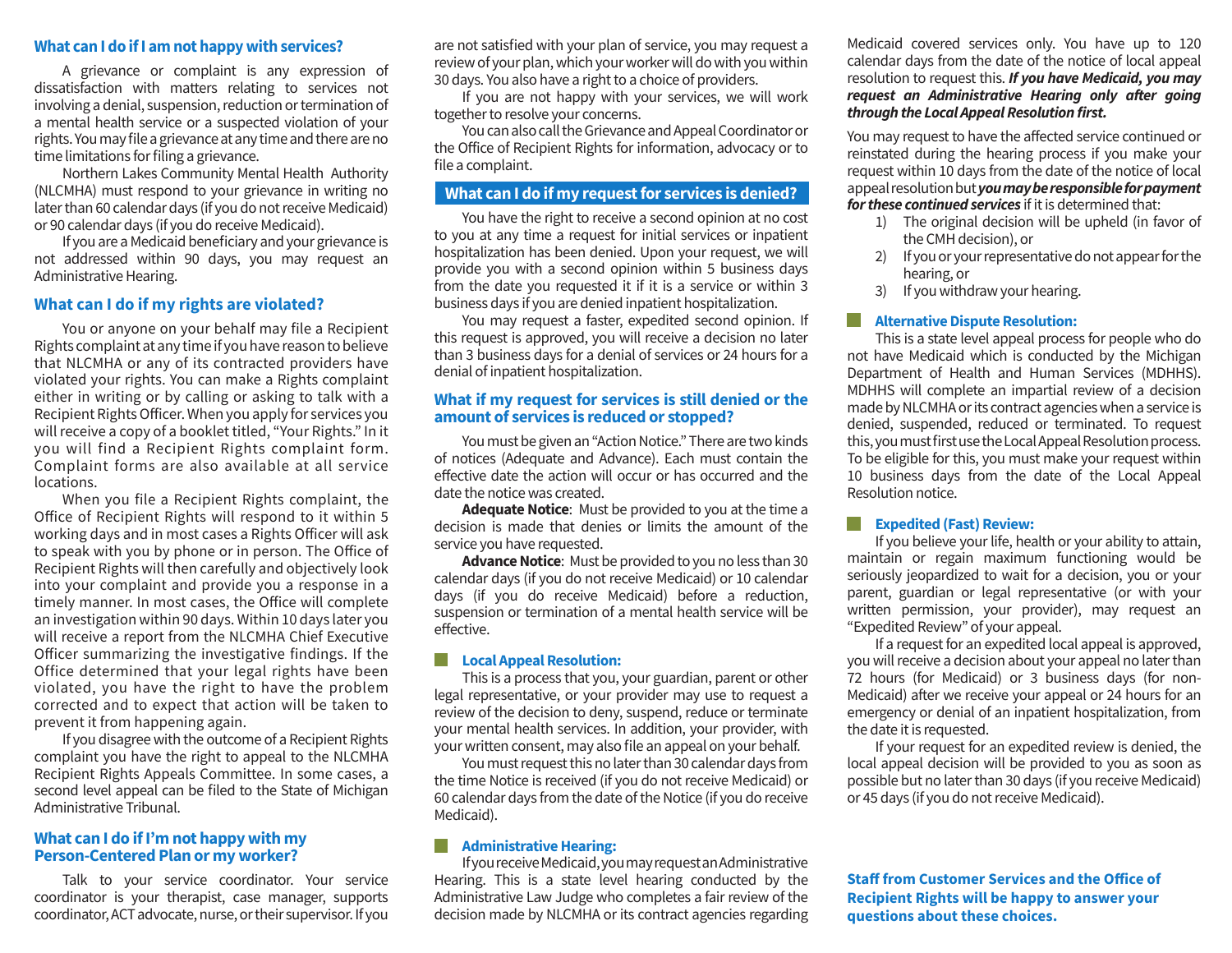## What can I do if I am not happy with services?

A grievance or complaint is any expression of dissatisfaction with matters relating to services not involving a denial, suspension, reduction or termination of a mental health service or a suspected violation of your rights. You may file a grievance at any time and there are no time limitations for filing a grievance.

Northern Lakes Community Mental Health Authority (NLCMHA) must respond to your grievance in writing no later than 60 calendar days (if you do not receive Medicaid) or 90 calendar days (if you do receive Medicaid).

If you are a Medicaid beneficiary and your grievance is not addressed within 90 days, you may request an Administrative Hearing.

## What can I do if my rights are violated?

You or anyone on your behalf may file a Recipient Rights complaint at any time if you have reason to believe that NLCMHA or any of its contracted providers have violated your rights. You can make a Rights complaint either in writing or by calling or asking to talk with a Recipient Rights Officer. When you ask for services you will receive a copy of a booklet titled, "Your Rights." In it you will find a Recipient Rights complaint form. Complaint forms are also available at all service locations.

When you file a Recipient Rights complaint, the Office of Recipient Rights will respond to it within 5 working days and in most cases a Rights Officer will ask to speak with you by phone or in person. The Office of Recipient Rights will then carefully and objectively look into your complaint and provide you a response in a timely manner. In most cases, the Office will complete an investigation within 90 days. Within 10 days later you will receive a report from the NLCMHA Chief Executive Officer summarizing the investigative findings. If the Office determined that your legal rights have been violated, you have the right to have the problem corrected and to expect that action will be taken to prevent it from happening again.

If you disagree with the outcome of a Recipient Rights complaint you have the right to appeal to the NLCMHA Recipient Rights Appeals Committee. In some cases, a second level appeal can be filed to the State of Michigan Administrative Tribunal.

## What can I do if I'm not happy with my Person-Centered Plan or my worker?

Talk to your service coordinator. Your service coordinator is your therapist, case manager, supports coordinator, ACT advocate, nurse, or their supervisor. If you are not satisfied with your plan of service, you may request a review of your plan, which your worker will do with you within 30 days. You also have a right to a choice of providers.

If you are not happy with your services, we will work together to resolve your concerns.

You can also call the Grievance and Appeal Coordinator or the Office of Recipient Rights for information, advocacy or to file a complaint.

## What can I do if my request for services is denied?

You have the right to receive a second opinion at no cost to you at any time a request for initial services or inpatient hospitalization has been denied. Upon your request, we will provide you with a second opinion within 5 business days from the date you requested it if it is a service or within 3 business days if you are denied inpatient hospitalization.

You may request a faster, expedited second opinion. If this request is approved, you will receive a decision no later than 3 business days for a denial of services or 24 hours for a denial of inpatient hospitalization.

## What if my request for services is still denied or the amount of services is reduced or stopped?

You must be given an "Action Notice." There are two kinds of notices (Adequate and Advance). Each must contain the effective date the action will occur or has occurred and the date the notice was created.

**Adequate Notice**: Must be provided to you at the time a decision is made that denies or limits the amount of the service you have requested.

**Advance Notice**: Must be provided to you no less than 30 calendar days (if you do not receive Medicaid) or 10 calendar days (if you do receive Medicaid) before a reduction, suspension or termination of a mental health service will be effective.

### Local Appeal Resolution:

This is a process that you, your guardian, parent or other legal representative, or your provider may use to request a review of the decision to deny, suspend, reduce or terminate your mental health services. In addition, your provider, with your written consent, may also file an appeal on your behalf.

You must request this no later than 30 calendar days from the time Notice is received (if you do not receive Medicaid) or 60 calendar days from the date of the Notice (if you do receive Medicaid).

### Administrative Hearing:

If you receive Medicaid, you may request an Administrative Hearing. This is a state level hearing conducted by the Administrative Law Judge who completes a fair review of the decision made by NLCMHA or its contract agencies regarding Medicaid covered services only. You have up to 120 calendar days from the date of the notice of local appeal resolution to request this. ***If you have Medicaid, you may request an Administrative Hearing only after going through the Local Appeal Resolution first.***

You may request to have the affected service continued or reinstated during the hearing process if you make your request within 10 days from the date of the notice of local appeal resolution but ***you may be responsible for payment for these continued services*** if it is determined that:

1) The original decision will be upheld (in favor of the CMH decision), or
2) If you or your representative do not appear for the hearing, or
3) If you withdraw your hearing.

### Alternative Dispute Resolution:

This is a state level appeal process for people who do not have Medicaid which is conducted by the Michigan Department of Health and Human Services (MDHHS). MDHHS will complete an impartial review of a decision made by NLCMHA or its contract agencies when a service is denied, suspended, reduced or terminated. To request this, you must first use the Local Appeal Resolution process. To be eligible for this, you must make your request within 10 business days from the date of the Local Appeal Resolution notice.

### Expedited (Fast) Review:

If you believe your life, health or your ability to attain, maintain or regain maximum functioning would be seriously jeopardized to wait for a decision, you or your parent, guardian or legal representative (or with your written permission, your provider), may request an "Expedited Review" of your appeal.

If a request for an expedited local appeal is approved, you will receive a decision about your appeal no later than 72 hours (for Medicaid) or 3 business days (for non-Medicaid) after we receive your appeal or 24 hours for an emergency or denial of an inpatient hospitalization, from the date it is requested.

If your request for an expedited review is denied, the local appeal decision will be provided to you as soon as possible but no later than 30 days (if you receive Medicaid) or 45 days (if you do not receive Medicaid).

**Staff from Customer Services and the Office of Recipient Rights will be happy to answer your questions about these choices.**